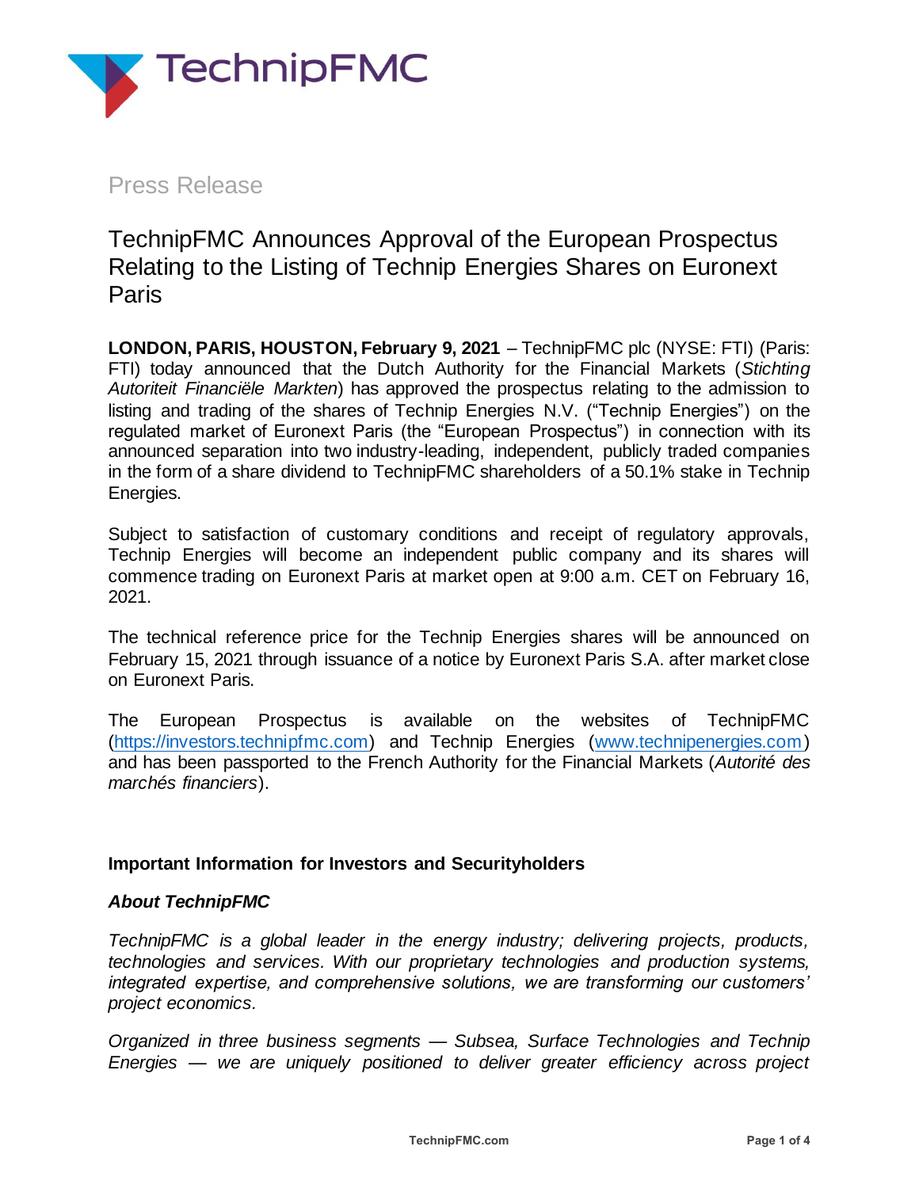Press Release

# TechnipFMC Announces Approval of the European Prospectus Relating to the Listing of Technip Energies Shares on Euronext Paris

**LONDON, PARIS, HOUSTON, February 9, 2021** – TechnipFMC plc (NYSE: FTI) (Paris: FTI) today announced that the Dutch Authority for the Financial Markets (*Stichting Autoriteit Financiële Markten*) has approved the prospectus relating to the admission to listing and trading of the shares of Technip Energies N.V. ("Technip Energies") on the regulated market of Euronext Paris (the "European Prospectus") in connection with its announced separation into two industry-leading, independent, publicly traded companies in the form of a share dividend to TechnipFMC shareholders of a 50.1% stake in Technip Energies.

Subject to satisfaction of customary conditions and receipt of regulatory approvals, Technip Energies will become an independent public company and its shares will commence trading on Euronext Paris at market open at 9:00 a.m. CET on February 16, 2021.

The technical reference price for the Technip Energies shares will be announced on February 15, 2021 through issuance of a notice by Euronext Paris S.A. after market close on Euronext Paris.

The European Prospectus is available on the websites of TechnipFMC (https://investors.technipfmc.com) and Technip Energies (www.technipenergies.com) and has been passported to the French Authority for the Financial Markets (*Autorité des marchés financiers*).

## Important Information for Investors and Securityholders

### *About TechnipFMC*

*TechnipFMC is a global leader in the energy industry; delivering projects, products, technologies and services. With our proprietary technologies and production systems, integrated expertise, and comprehensive solutions, we are transforming our customers' project economics.*

*Organized in three business segments — Subsea, Surface Technologies and Technip Energies — we are uniquely positioned to deliver greater efficiency across project*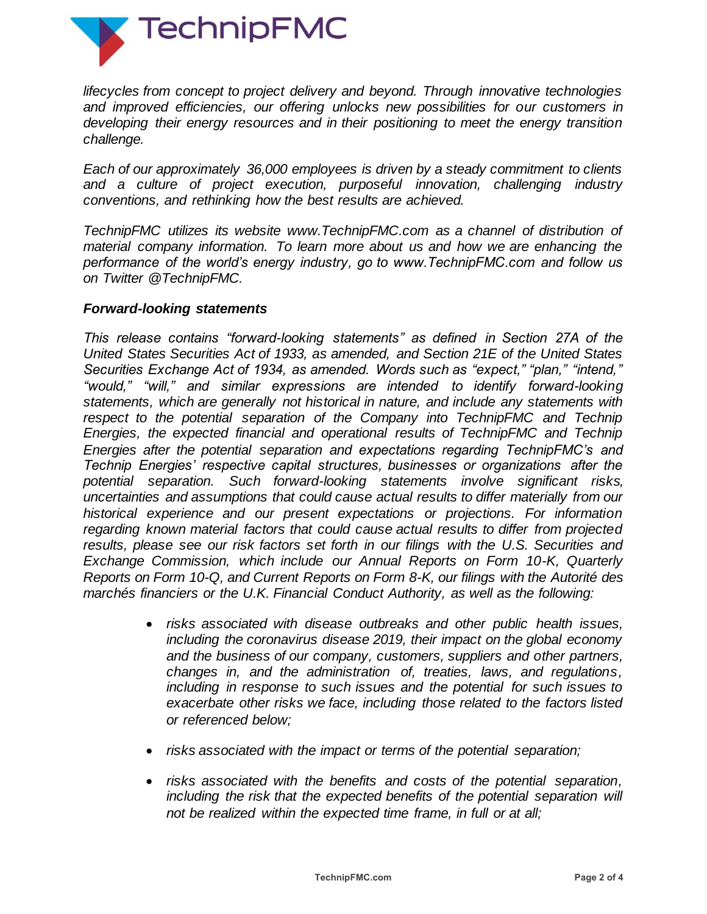*lifecycles from concept to project delivery and beyond. Through innovative technologies and improved efficiencies, our offering unlocks new possibilities for our customers in developing their energy resources and in their positioning to meet the energy transition challenge.*

*Each of our approximately 36,000 employees is driven by a steady commitment to clients and a culture of project execution, purposeful innovation, challenging industry conventions, and rethinking how the best results are achieved.*

*TechnipFMC utilizes its website www.TechnipFMC.com as a channel of distribution of material company information. To learn more about us and how we are enhancing the performance of the world's energy industry, go to www.TechnipFMC.com and follow us on Twitter @TechnipFMC.*

***Forward-looking statements***

*This release contains "forward-looking statements" as defined in Section 27A of the United States Securities Act of 1933, as amended, and Section 21E of the United States Securities Exchange Act of 1934, as amended. Words such as "expect," "plan," "intend," "would," "will," and similar expressions are intended to identify forward-looking statements, which are generally not historical in nature, and include any statements with respect to the potential separation of the Company into TechnipFMC and Technip Energies, the expected financial and operational results of TechnipFMC and Technip Energies after the potential separation and expectations regarding TechnipFMC's and Technip Energies' respective capital structures, businesses or organizations after the potential separation. Such forward-looking statements involve significant risks, uncertainties and assumptions that could cause actual results to differ materially from our historical experience and our present expectations or projections. For information regarding known material factors that could cause actual results to differ from projected results, please see our risk factors set forth in our filings with the U.S. Securities and Exchange Commission, which include our Annual Reports on Form 10-K, Quarterly Reports on Form 10-Q, and Current Reports on Form 8-K, our filings with the Autorité des marchés financiers or the U.K. Financial Conduct Authority, as well as the following:*

- *risks associated with disease outbreaks and other public health issues, including the coronavirus disease 2019, their impact on the global economy and the business of our company, customers, suppliers and other partners, changes in, and the administration of, treaties, laws, and regulations, including in response to such issues and the potential for such issues to exacerbate other risks we face, including those related to the factors listed or referenced below;*

- *risks associated with the impact or terms of the potential separation;*

- *risks associated with the benefits and costs of the potential separation, including the risk that the expected benefits of the potential separation will not be realized within the expected time frame, in full or at all;*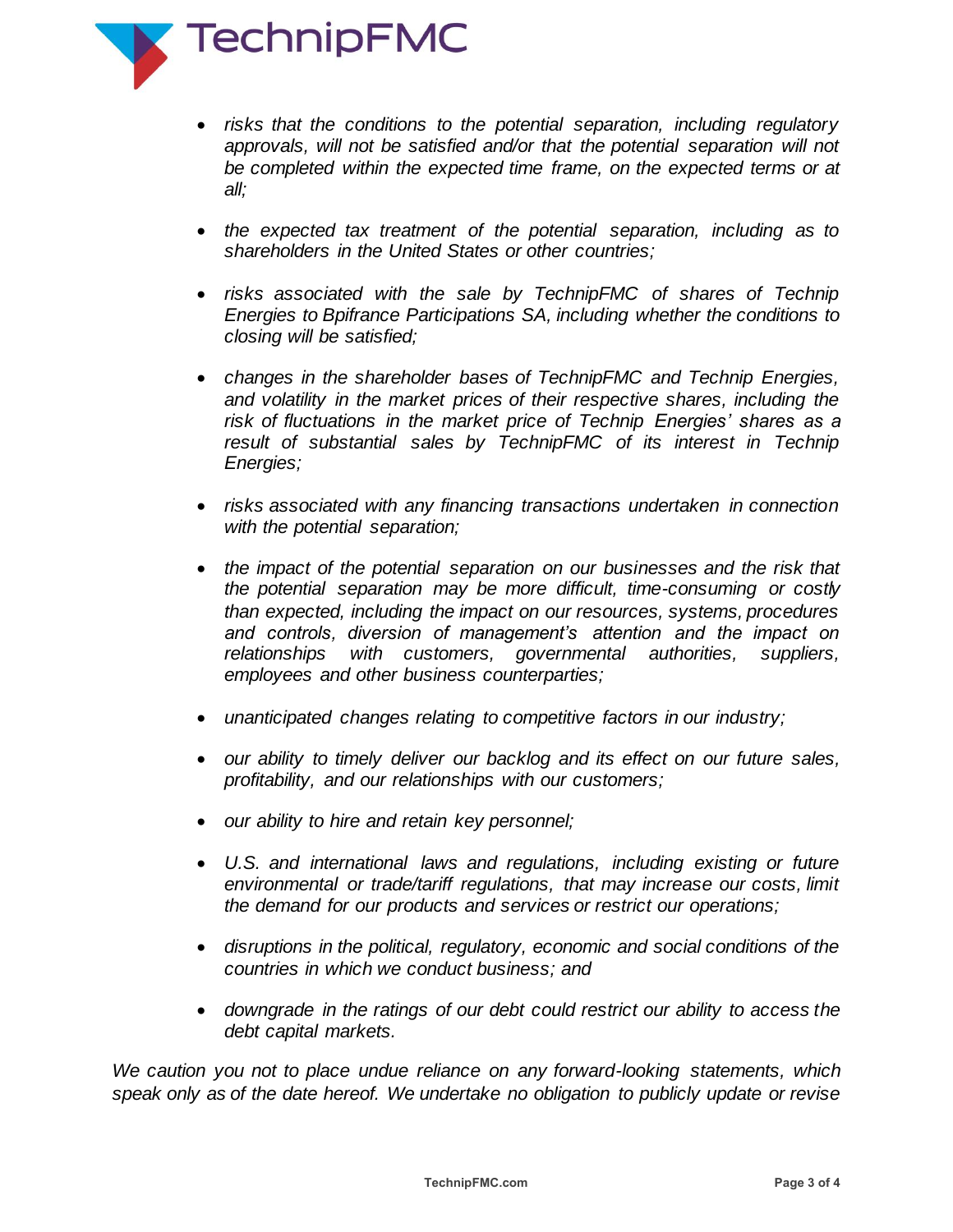- *risks that the conditions to the potential separation, including regulatory approvals, will not be satisfied and/or that the potential separation will not be completed within the expected time frame, on the expected terms or at all;*

- *the expected tax treatment of the potential separation, including as to shareholders in the United States or other countries;*

- *risks associated with the sale by TechnipFMC of shares of Technip Energies to Bpifrance Participations SA, including whether the conditions to closing will be satisfied;*

- *changes in the shareholder bases of TechnipFMC and Technip Energies, and volatility in the market prices of their respective shares, including the risk of fluctuations in the market price of Technip Energies' shares as a result of substantial sales by TechnipFMC of its interest in Technip Energies;*

- *risks associated with any financing transactions undertaken in connection with the potential separation;*

- *the impact of the potential separation on our businesses and the risk that the potential separation may be more difficult, time-consuming or costly than expected, including the impact on our resources, systems, procedures and controls, diversion of management's attention and the impact on relationships with customers, governmental authorities, suppliers, employees and other business counterparties;*

- *unanticipated changes relating to competitive factors in our industry;*

- *our ability to timely deliver our backlog and its effect on our future sales, profitability, and our relationships with our customers;*

- *our ability to hire and retain key personnel;*

- *U.S. and international laws and regulations, including existing or future environmental or trade/tariff regulations, that may increase our costs, limit the demand for our products and services or restrict our operations;*

- *disruptions in the political, regulatory, economic and social conditions of the countries in which we conduct business; and*

- *downgrade in the ratings of our debt could restrict our ability to access the debt capital markets.*

*We caution you not to place undue reliance on any forward-looking statements, which speak only as of the date hereof. We undertake no obligation to publicly update or revise*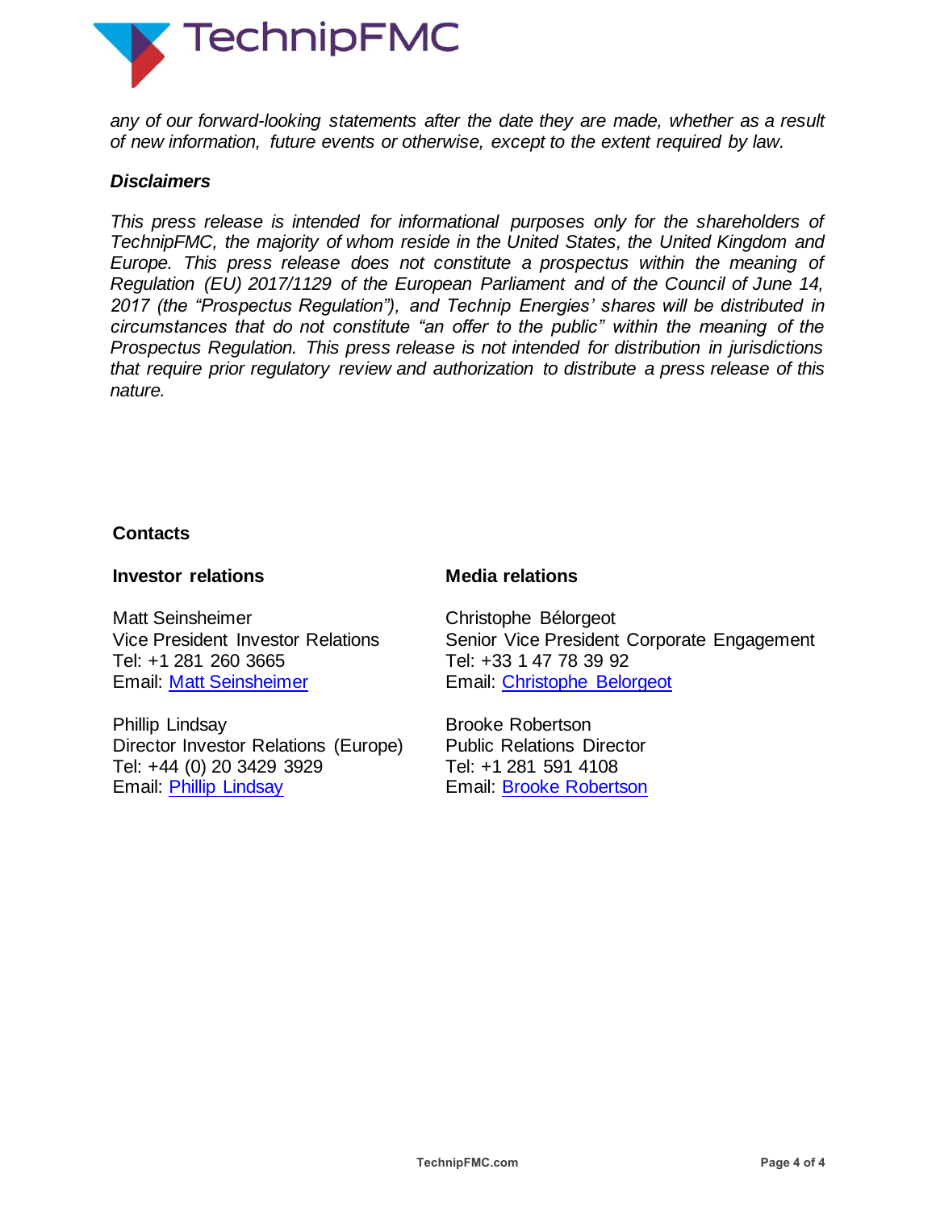*any of our forward-looking statements after the date they are made, whether as a result of new information, future events or otherwise, except to the extent required by law.*

***Disclaimers***

*This press release is intended for informational purposes only for the shareholders of TechnipFMC, the majority of whom reside in the United States, the United Kingdom and Europe. This press release does not constitute a prospectus within the meaning of Regulation (EU) 2017/1129 of the European Parliament and of the Council of June 14, 2017 (the "Prospectus Regulation"), and Technip Energies' shares will be distributed in circumstances that do not constitute "an offer to the public" within the meaning of the Prospectus Regulation. This press release is not intended for distribution in jurisdictions that require prior regulatory review and authorization to distribute a press release of this nature.*

**Contacts**

**Investor relations**

Matt Seinsheimer
Vice President Investor Relations
Tel: +1 281 260 3665
Email: Matt Seinsheimer

Phillip Lindsay
Director Investor Relations (Europe)
Tel: +44 (0) 20 3429 3929
Email: Phillip Lindsay

**Media relations**

Christophe Bélorgeot
Senior Vice President Corporate Engagement
Tel: +33 1 47 78 39 92
Email: Christophe Belorgeot

Brooke Robertson
Public Relations Director
Tel: +1 281 591 4108
Email: Brooke Robertson